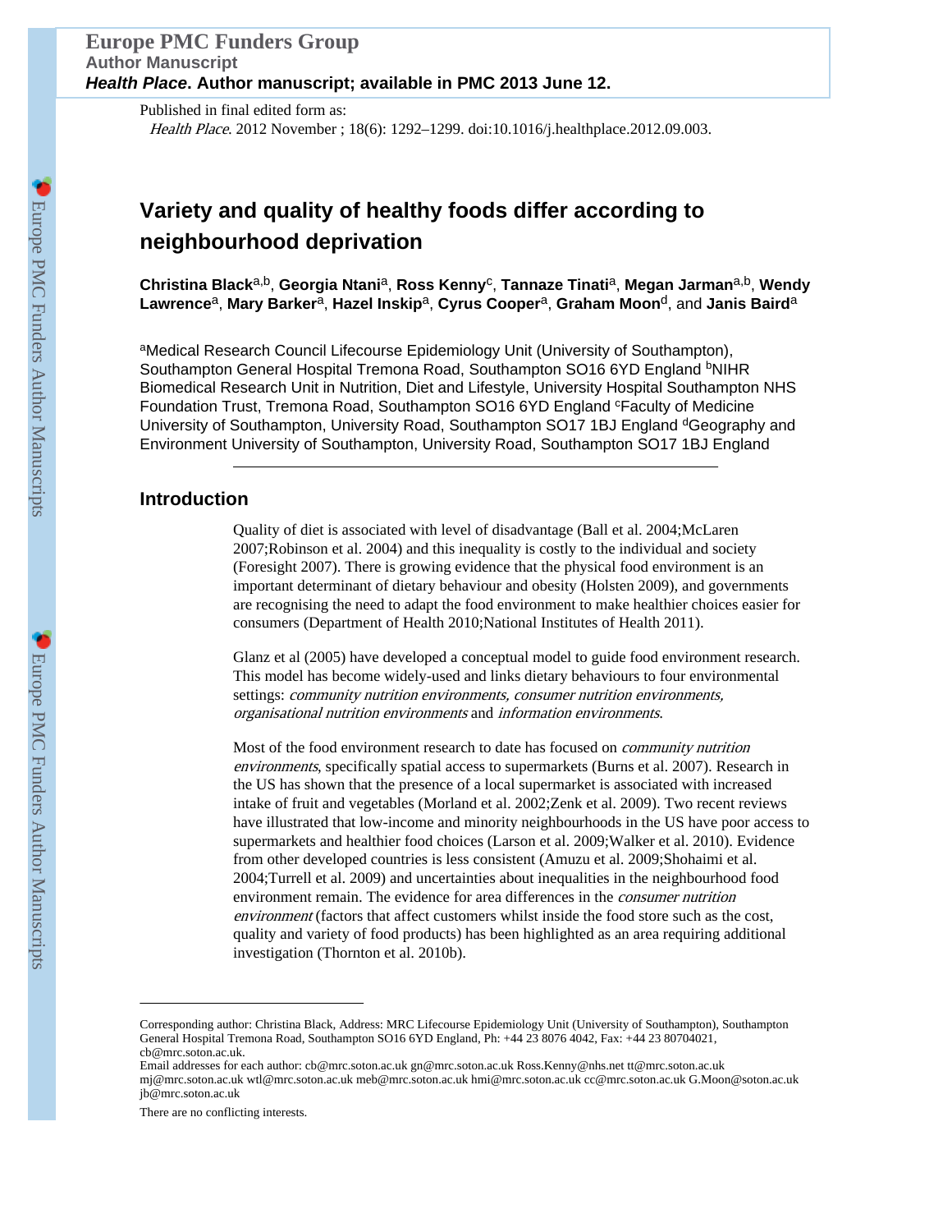Published in final edited form as:

*Health Place*. 2012 November ; 18(6): 1292–1299. doi:10.1016/j.healthplace.2012.09.003.

# Variety and quality of healthy foods differ according to neighbourhood deprivation

**Christina Black**[a,b], **Georgia Ntani**[a], **Ross Kenny**[c], **Tannaze Tinati**[a], **Megan Jarman**[a,b], **Wendy Lawrence**[a], **Mary Barker**[a], **Hazel Inskip**[a], **Cyrus Cooper**[a], **Graham Moon**[d], and **Janis Baird**[a]

[a]Medical Research Council Lifecourse Epidemiology Unit (University of Southampton), Southampton General Hospital Tremona Road, Southampton SO16 6YD England [b]NIHR Biomedical Research Unit in Nutrition, Diet and Lifestyle, University Hospital Southampton NHS Foundation Trust, Tremona Road, Southampton SO16 6YD England [c]Faculty of Medicine University of Southampton, University Road, Southampton SO17 1BJ England [d]Geography and Environment University of Southampton, University Road, Southampton SO17 1BJ England

## Introduction

Quality of diet is associated with level of disadvantage (Ball et al. 2004;McLaren 2007;Robinson et al. 2004) and this inequality is costly to the individual and society (Foresight 2007). There is growing evidence that the physical food environment is an important determinant of dietary behaviour and obesity (Holsten 2009), and governments are recognising the need to adapt the food environment to make healthier choices easier for consumers (Department of Health 2010;National Institutes of Health 2011).

Glanz et al (2005) have developed a conceptual model to guide food environment research. This model has become widely-used and links dietary behaviours to four environmental settings: *community nutrition environments*, *consumer nutrition environments*, *organisational nutrition environments* and *information environments*.

Most of the food environment research to date has focused on *community nutrition environments*, specifically spatial access to supermarkets (Burns et al. 2007). Research in the US has shown that the presence of a local supermarket is associated with increased intake of fruit and vegetables (Morland et al. 2002;Zenk et al. 2009). Two recent reviews have illustrated that low-income and minority neighbourhoods in the US have poor access to supermarkets and healthier food choices (Larson et al. 2009;Walker et al. 2010). Evidence from other developed countries is less consistent (Amuzu et al. 2009;Shohaimi et al. 2004;Turrell et al. 2009) and uncertainties about inequalities in the neighbourhood food environment remain. The evidence for area differences in the *consumer nutrition environment* (factors that affect customers whilst inside the food store such as the cost, quality and variety of food products) has been highlighted as an area requiring additional investigation (Thornton et al. 2010b).

---

Corresponding author: Christina Black, Address: MRC Lifecourse Epidemiology Unit (University of Southampton), Southampton General Hospital Tremona Road, Southampton SO16 6YD England, Ph: +44 23 8076 4042, Fax: +44 23 80704021, cb@mrc.soton.ac.uk.

Email addresses for each author: cb@mrc.soton.ac.uk gn@mrc.soton.ac.uk Ross.Kenny@nhs.net tt@mrc.soton.ac.uk mj@mrc.soton.ac.uk wtl@mrc.soton.ac.uk meb@mrc.soton.ac.uk hmi@mrc.soton.ac.uk cc@mrc.soton.ac.uk G.Moon@soton.ac.uk jb@mrc.soton.ac.uk

There are no conflicting interests.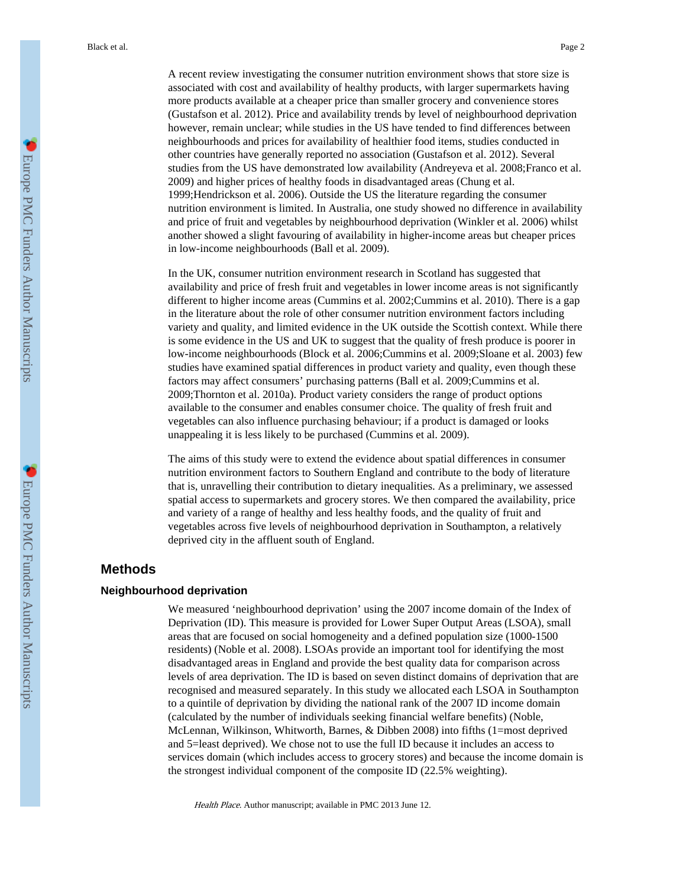A recent review investigating the consumer nutrition environment shows that store size is associated with cost and availability of healthy products, with larger supermarkets having more products available at a cheaper price than smaller grocery and convenience stores (Gustafson et al. 2012). Price and availability trends by level of neighbourhood deprivation however, remain unclear; while studies in the US have tended to find differences between neighbourhoods and prices for availability of healthier food items, studies conducted in other countries have generally reported no association (Gustafson et al. 2012). Several studies from the US have demonstrated low availability (Andreyeva et al. 2008;Franco et al. 2009) and higher prices of healthy foods in disadvantaged areas (Chung et al. 1999;Hendrickson et al. 2006). Outside the US the literature regarding the consumer nutrition environment is limited. In Australia, one study showed no difference in availability and price of fruit and vegetables by neighbourhood deprivation (Winkler et al. 2006) whilst another showed a slight favouring of availability in higher-income areas but cheaper prices in low-income neighbourhoods (Ball et al. 2009).

In the UK, consumer nutrition environment research in Scotland has suggested that availability and price of fresh fruit and vegetables in lower income areas is not significantly different to higher income areas (Cummins et al. 2002;Cummins et al. 2010). There is a gap in the literature about the role of other consumer nutrition environment factors including variety and quality, and limited evidence in the UK outside the Scottish context. While there is some evidence in the US and UK to suggest that the quality of fresh produce is poorer in low-income neighbourhoods (Block et al. 2006;Cummins et al. 2009;Sloane et al. 2003) few studies have examined spatial differences in product variety and quality, even though these factors may affect consumers' purchasing patterns (Ball et al. 2009;Cummins et al. 2009;Thornton et al. 2010a). Product variety considers the range of product options available to the consumer and enables consumer choice. The quality of fresh fruit and vegetables can also influence purchasing behaviour; if a product is damaged or looks unappealing it is less likely to be purchased (Cummins et al. 2009).

The aims of this study were to extend the evidence about spatial differences in consumer nutrition environment factors to Southern England and contribute to the body of literature that is, unravelling their contribution to dietary inequalities. As a preliminary, we assessed spatial access to supermarkets and grocery stores. We then compared the availability, price and variety of a range of healthy and less healthy foods, and the quality of fruit and vegetables across five levels of neighbourhood deprivation in Southampton, a relatively deprived city in the affluent south of England.

## Methods

### Neighbourhood deprivation

We measured 'neighbourhood deprivation' using the 2007 income domain of the Index of Deprivation (ID). This measure is provided for Lower Super Output Areas (LSOA), small areas that are focused on social homogeneity and a defined population size (1000-1500 residents) (Noble et al. 2008). LSOAs provide an important tool for identifying the most disadvantaged areas in England and provide the best quality data for comparison across levels of area deprivation. The ID is based on seven distinct domains of deprivation that are recognised and measured separately. In this study we allocated each LSOA in Southampton to a quintile of deprivation by dividing the national rank of the 2007 ID income domain (calculated by the number of individuals seeking financial welfare benefits) (Noble, McLennan, Wilkinson, Whitworth, Barnes, & Dibben 2008) into fifths (1=most deprived and 5=least deprived). We chose not to use the full ID because it includes an access to services domain (which includes access to grocery stores) and because the income domain is the strongest individual component of the composite ID (22.5% weighting).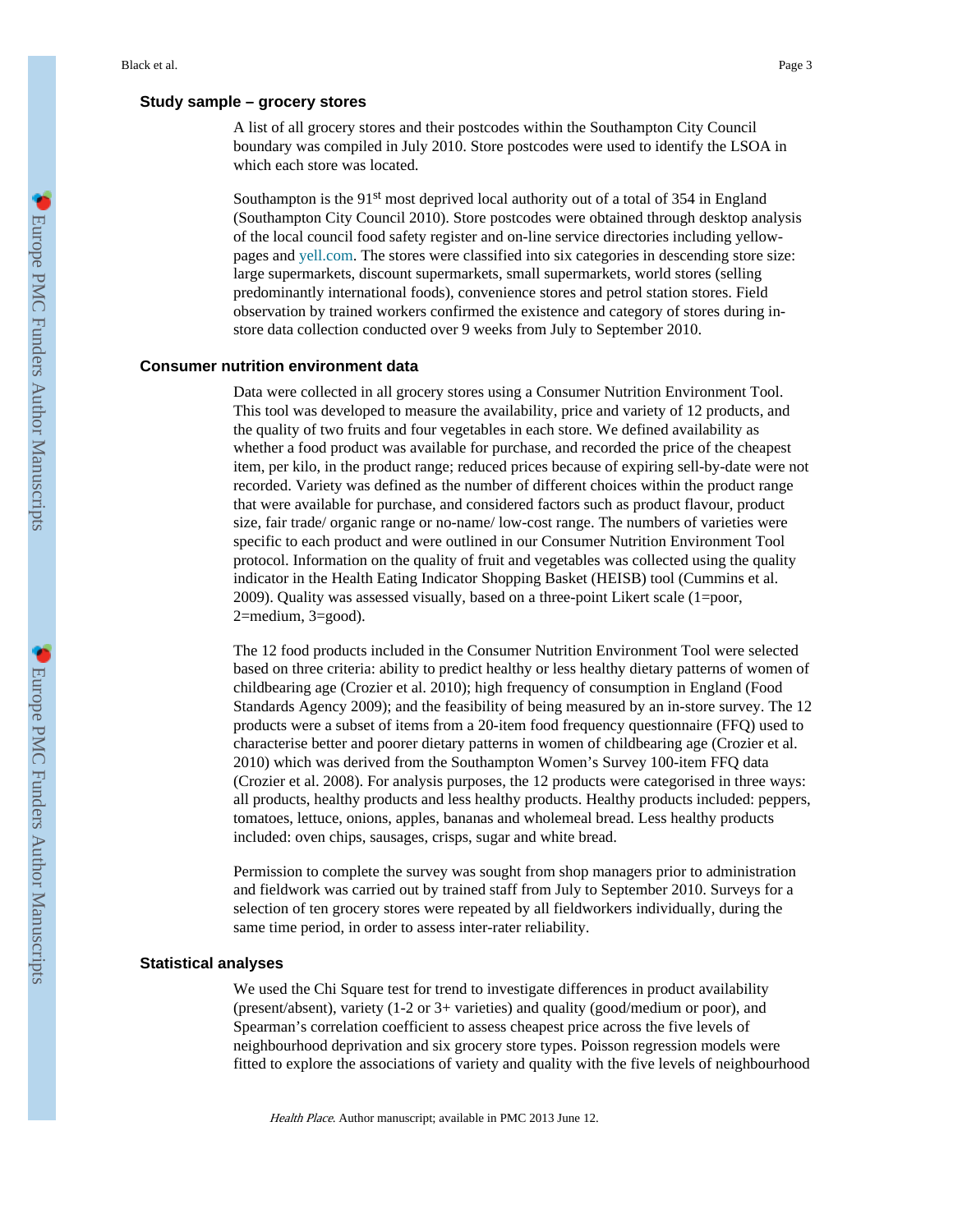### Study sample – grocery stores

A list of all grocery stores and their postcodes within the Southampton City Council boundary was compiled in July 2010. Store postcodes were used to identify the LSOA in which each store was located.

Southampton is the 91st most deprived local authority out of a total of 354 in England (Southampton City Council 2010). Store postcodes were obtained through desktop analysis of the local council food safety register and on-line service directories including yellow-pages and yell.com. The stores were classified into six categories in descending store size: large supermarkets, discount supermarkets, small supermarkets, world stores (selling predominantly international foods), convenience stores and petrol station stores. Field observation by trained workers confirmed the existence and category of stores during in-store data collection conducted over 9 weeks from July to September 2010.

### Consumer nutrition environment data

Data were collected in all grocery stores using a Consumer Nutrition Environment Tool. This tool was developed to measure the availability, price and variety of 12 products, and the quality of two fruits and four vegetables in each store. We defined availability as whether a food product was available for purchase, and recorded the price of the cheapest item, per kilo, in the product range; reduced prices because of expiring sell-by-date were not recorded. Variety was defined as the number of different choices within the product range that were available for purchase, and considered factors such as product flavour, product size, fair trade/ organic range or no-name/ low-cost range. The numbers of varieties were specific to each product and were outlined in our Consumer Nutrition Environment Tool protocol. Information on the quality of fruit and vegetables was collected using the quality indicator in the Health Eating Indicator Shopping Basket (HEISB) tool (Cummins et al. 2009). Quality was assessed visually, based on a three-point Likert scale (1=poor, 2=medium, 3=good).

The 12 food products included in the Consumer Nutrition Environment Tool were selected based on three criteria: ability to predict healthy or less healthy dietary patterns of women of childbearing age (Crozier et al. 2010); high frequency of consumption in England (Food Standards Agency 2009); and the feasibility of being measured by an in-store survey. The 12 products were a subset of items from a 20-item food frequency questionnaire (FFQ) used to characterise better and poorer dietary patterns in women of childbearing age (Crozier et al. 2010) which was derived from the Southampton Women's Survey 100-item FFQ data (Crozier et al. 2008). For analysis purposes, the 12 products were categorised in three ways: all products, healthy products and less healthy products. Healthy products included: peppers, tomatoes, lettuce, onions, apples, bananas and wholemeal bread. Less healthy products included: oven chips, sausages, crisps, sugar and white bread.

Permission to complete the survey was sought from shop managers prior to administration and fieldwork was carried out by trained staff from July to September 2010. Surveys for a selection of ten grocery stores were repeated by all fieldworkers individually, during the same time period, in order to assess inter-rater reliability.

### Statistical analyses

We used the Chi Square test for trend to investigate differences in product availability (present/absent), variety (1-2 or 3+ varieties) and quality (good/medium or poor), and Spearman's correlation coefficient to assess cheapest price across the five levels of neighbourhood deprivation and six grocery store types. Poisson regression models were fitted to explore the associations of variety and quality with the five levels of neighbourhood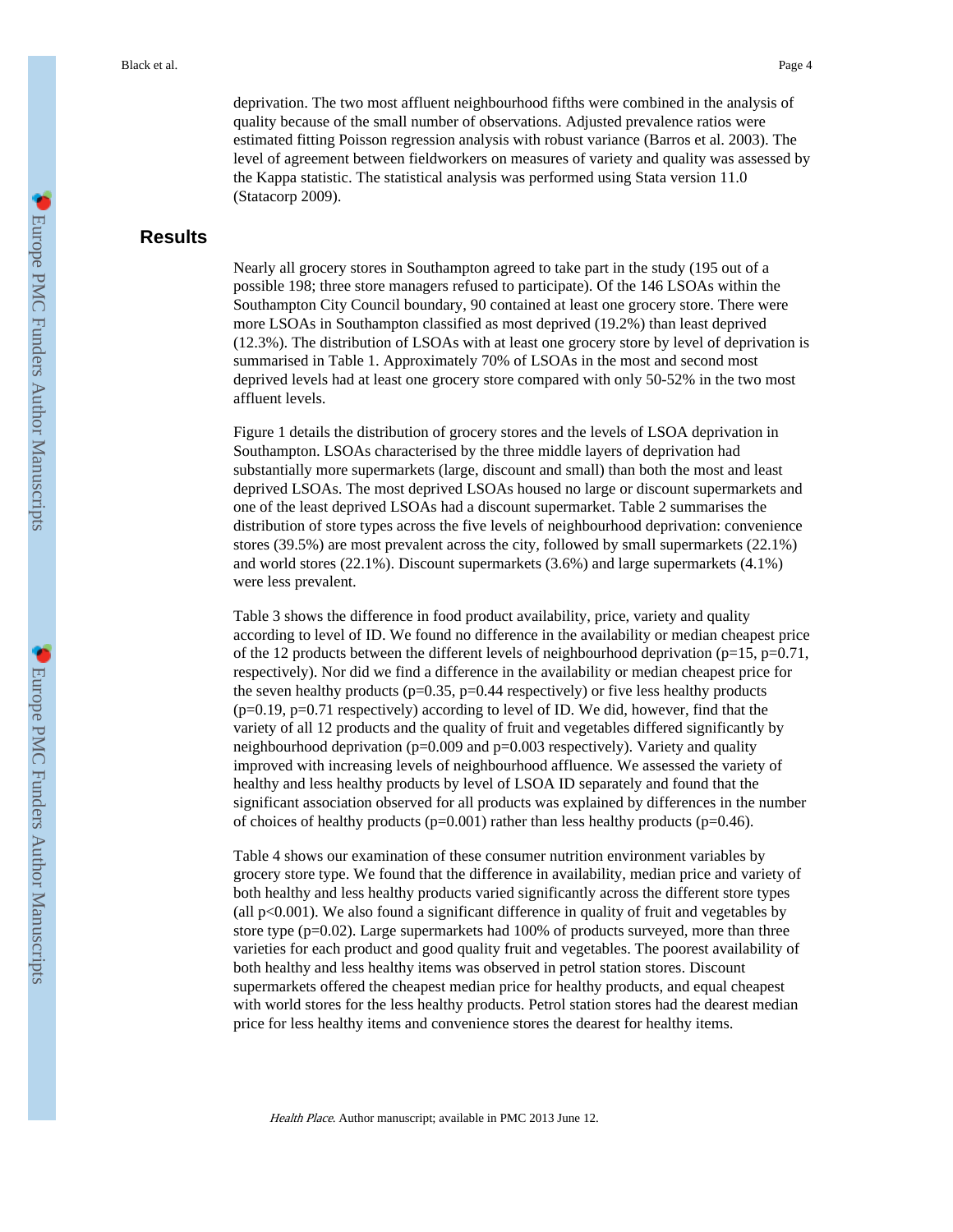deprivation. The two most affluent neighbourhood fifths were combined in the analysis of quality because of the small number of observations. Adjusted prevalence ratios were estimated fitting Poisson regression analysis with robust variance (Barros et al. 2003). The level of agreement between fieldworkers on measures of variety and quality was assessed by the Kappa statistic. The statistical analysis was performed using Stata version 11.0 (Statacorp 2009).

## Results

Nearly all grocery stores in Southampton agreed to take part in the study (195 out of a possible 198; three store managers refused to participate). Of the 146 LSOAs within the Southampton City Council boundary, 90 contained at least one grocery store. There were more LSOAs in Southampton classified as most deprived (19.2%) than least deprived (12.3%). The distribution of LSOAs with at least one grocery store by level of deprivation is summarised in Table 1. Approximately 70% of LSOAs in the most and second most deprived levels had at least one grocery store compared with only 50-52% in the two most affluent levels.

Figure 1 details the distribution of grocery stores and the levels of LSOA deprivation in Southampton. LSOAs characterised by the three middle layers of deprivation had substantially more supermarkets (large, discount and small) than both the most and least deprived LSOAs. The most deprived LSOAs housed no large or discount supermarkets and one of the least deprived LSOAs had a discount supermarket. Table 2 summarises the distribution of store types across the five levels of neighbourhood deprivation: convenience stores (39.5%) are most prevalent across the city, followed by small supermarkets (22.1%) and world stores (22.1%). Discount supermarkets (3.6%) and large supermarkets (4.1%) were less prevalent.

Table 3 shows the difference in food product availability, price, variety and quality according to level of ID. We found no difference in the availability or median cheapest price of the 12 products between the different levels of neighbourhood deprivation (p=15, p=0.71, respectively). Nor did we find a difference in the availability or median cheapest price for the seven healthy products (p=0.35, p=0.44 respectively) or five less healthy products (p=0.19, p=0.71 respectively) according to level of ID. We did, however, find that the variety of all 12 products and the quality of fruit and vegetables differed significantly by neighbourhood deprivation (p=0.009 and p=0.003 respectively). Variety and quality improved with increasing levels of neighbourhood affluence. We assessed the variety of healthy and less healthy products by level of LSOA ID separately and found that the significant association observed for all products was explained by differences in the number of choices of healthy products (p=0.001) rather than less healthy products (p=0.46).

Table 4 shows our examination of these consumer nutrition environment variables by grocery store type. We found that the difference in availability, median price and variety of both healthy and less healthy products varied significantly across the different store types (all p<0.001). We also found a significant difference in quality of fruit and vegetables by store type (p=0.02). Large supermarkets had 100% of products surveyed, more than three varieties for each product and good quality fruit and vegetables. The poorest availability of both healthy and less healthy items was observed in petrol station stores. Discount supermarkets offered the cheapest median price for healthy products, and equal cheapest with world stores for the less healthy products. Petrol station stores had the dearest median price for less healthy items and convenience stores the dearest for healthy items.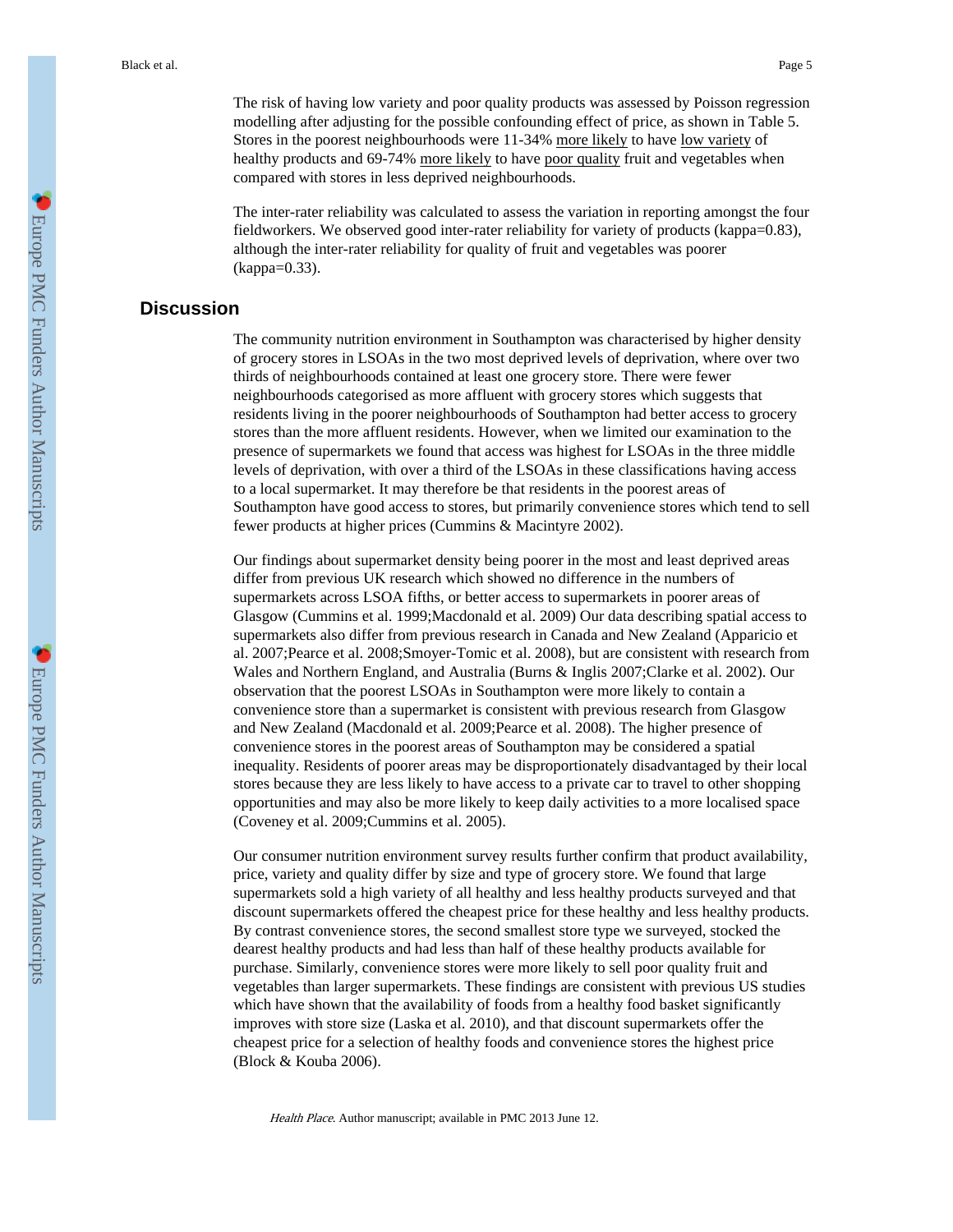The risk of having low variety and poor quality products was assessed by Poisson regression modelling after adjusting for the possible confounding effect of price, as shown in Table 5. Stores in the poorest neighbourhoods were 11-34% more likely to have low variety of healthy products and 69-74% more likely to have poor quality fruit and vegetables when compared with stores in less deprived neighbourhoods.

The inter-rater reliability was calculated to assess the variation in reporting amongst the four fieldworkers. We observed good inter-rater reliability for variety of products (kappa=0.83), although the inter-rater reliability for quality of fruit and vegetables was poorer (kappa=0.33).

## Discussion

The community nutrition environment in Southampton was characterised by higher density of grocery stores in LSOAs in the two most deprived levels of deprivation, where over two thirds of neighbourhoods contained at least one grocery store. There were fewer neighbourhoods categorised as more affluent with grocery stores which suggests that residents living in the poorer neighbourhoods of Southampton had better access to grocery stores than the more affluent residents. However, when we limited our examination to the presence of supermarkets we found that access was highest for LSOAs in the three middle levels of deprivation, with over a third of the LSOAs in these classifications having access to a local supermarket. It may therefore be that residents in the poorest areas of Southampton have good access to stores, but primarily convenience stores which tend to sell fewer products at higher prices (Cummins & Macintyre 2002).

Our findings about supermarket density being poorer in the most and least deprived areas differ from previous UK research which showed no difference in the numbers of supermarkets across LSOA fifths, or better access to supermarkets in poorer areas of Glasgow (Cummins et al. 1999;Macdonald et al. 2009) Our data describing spatial access to supermarkets also differ from previous research in Canada and New Zealand (Apparicio et al. 2007;Pearce et al. 2008;Smoyer-Tomic et al. 2008), but are consistent with research from Wales and Northern England, and Australia (Burns & Inglis 2007;Clarke et al. 2002). Our observation that the poorest LSOAs in Southampton were more likely to contain a convenience store than a supermarket is consistent with previous research from Glasgow and New Zealand (Macdonald et al. 2009;Pearce et al. 2008). The higher presence of convenience stores in the poorest areas of Southampton may be considered a spatial inequality. Residents of poorer areas may be disproportionately disadvantaged by their local stores because they are less likely to have access to a private car to travel to other shopping opportunities and may also be more likely to keep daily activities to a more localised space (Coveney et al. 2009;Cummins et al. 2005).

Our consumer nutrition environment survey results further confirm that product availability, price, variety and quality differ by size and type of grocery store. We found that large supermarkets sold a high variety of all healthy and less healthy products surveyed and that discount supermarkets offered the cheapest price for these healthy and less healthy products. By contrast convenience stores, the second smallest store type we surveyed, stocked the dearest healthy products and had less than half of these healthy products available for purchase. Similarly, convenience stores were more likely to sell poor quality fruit and vegetables than larger supermarkets. These findings are consistent with previous US studies which have shown that the availability of foods from a healthy food basket significantly improves with store size (Laska et al. 2010), and that discount supermarkets offer the cheapest price for a selection of healthy foods and convenience stores the highest price (Block & Kouba 2006).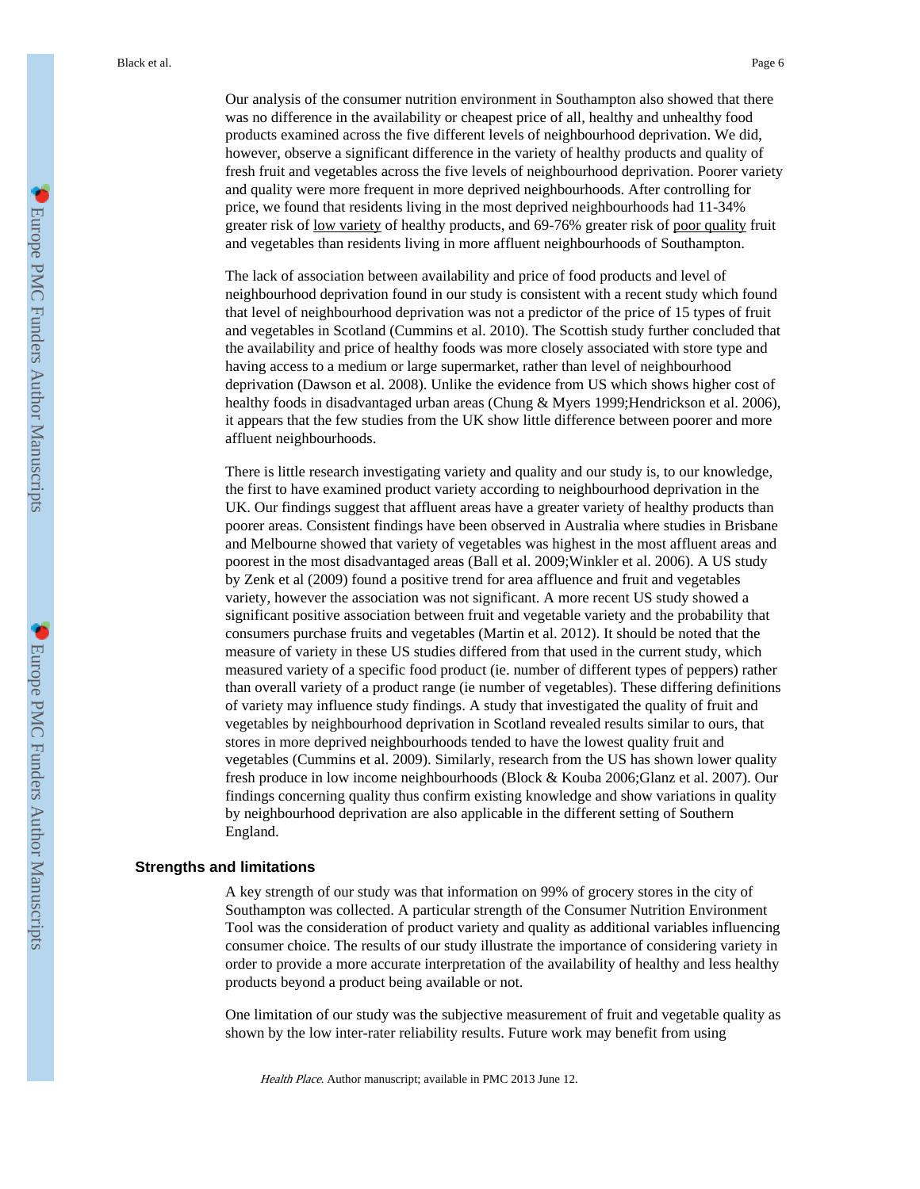Our analysis of the consumer nutrition environment in Southampton also showed that there was no difference in the availability or cheapest price of all, healthy and unhealthy food products examined across the five different levels of neighbourhood deprivation. We did, however, observe a significant difference in the variety of healthy products and quality of fresh fruit and vegetables across the five levels of neighbourhood deprivation. Poorer variety and quality were more frequent in more deprived neighbourhoods. After controlling for price, we found that residents living in the most deprived neighbourhoods had 11-34% greater risk of low variety of healthy products, and 69-76% greater risk of poor quality fruit and vegetables than residents living in more affluent neighbourhoods of Southampton.

The lack of association between availability and price of food products and level of neighbourhood deprivation found in our study is consistent with a recent study which found that level of neighbourhood deprivation was not a predictor of the price of 15 types of fruit and vegetables in Scotland (Cummins et al. 2010). The Scottish study further concluded that the availability and price of healthy foods was more closely associated with store type and having access to a medium or large supermarket, rather than level of neighbourhood deprivation (Dawson et al. 2008). Unlike the evidence from US which shows higher cost of healthy foods in disadvantaged urban areas (Chung & Myers 1999;Hendrickson et al. 2006), it appears that the few studies from the UK show little difference between poorer and more affluent neighbourhoods.

There is little research investigating variety and quality and our study is, to our knowledge, the first to have examined product variety according to neighbourhood deprivation in the UK. Our findings suggest that affluent areas have a greater variety of healthy products than poorer areas. Consistent findings have been observed in Australia where studies in Brisbane and Melbourne showed that variety of vegetables was highest in the most affluent areas and poorest in the most disadvantaged areas (Ball et al. 2009;Winkler et al. 2006). A US study by Zenk et al (2009) found a positive trend for area affluence and fruit and vegetables variety, however the association was not significant. A more recent US study showed a significant positive association between fruit and vegetable variety and the probability that consumers purchase fruits and vegetables (Martin et al. 2012). It should be noted that the measure of variety in these US studies differed from that used in the current study, which measured variety of a specific food product (ie. number of different types of peppers) rather than overall variety of a product range (ie number of vegetables). These differing definitions of variety may influence study findings. A study that investigated the quality of fruit and vegetables by neighbourhood deprivation in Scotland revealed results similar to ours, that stores in more deprived neighbourhoods tended to have the lowest quality fruit and vegetables (Cummins et al. 2009). Similarly, research from the US has shown lower quality fresh produce in low income neighbourhoods (Block & Kouba 2006;Glanz et al. 2007). Our findings concerning quality thus confirm existing knowledge and show variations in quality by neighbourhood deprivation are also applicable in the different setting of Southern England.

## Strengths and limitations

A key strength of our study was that information on 99% of grocery stores in the city of Southampton was collected. A particular strength of the Consumer Nutrition Environment Tool was the consideration of product variety and quality as additional variables influencing consumer choice. The results of our study illustrate the importance of considering variety in order to provide a more accurate interpretation of the availability of healthy and less healthy products beyond a product being available or not.

One limitation of our study was the subjective measurement of fruit and vegetable quality as shown by the low inter-rater reliability results. Future work may benefit from using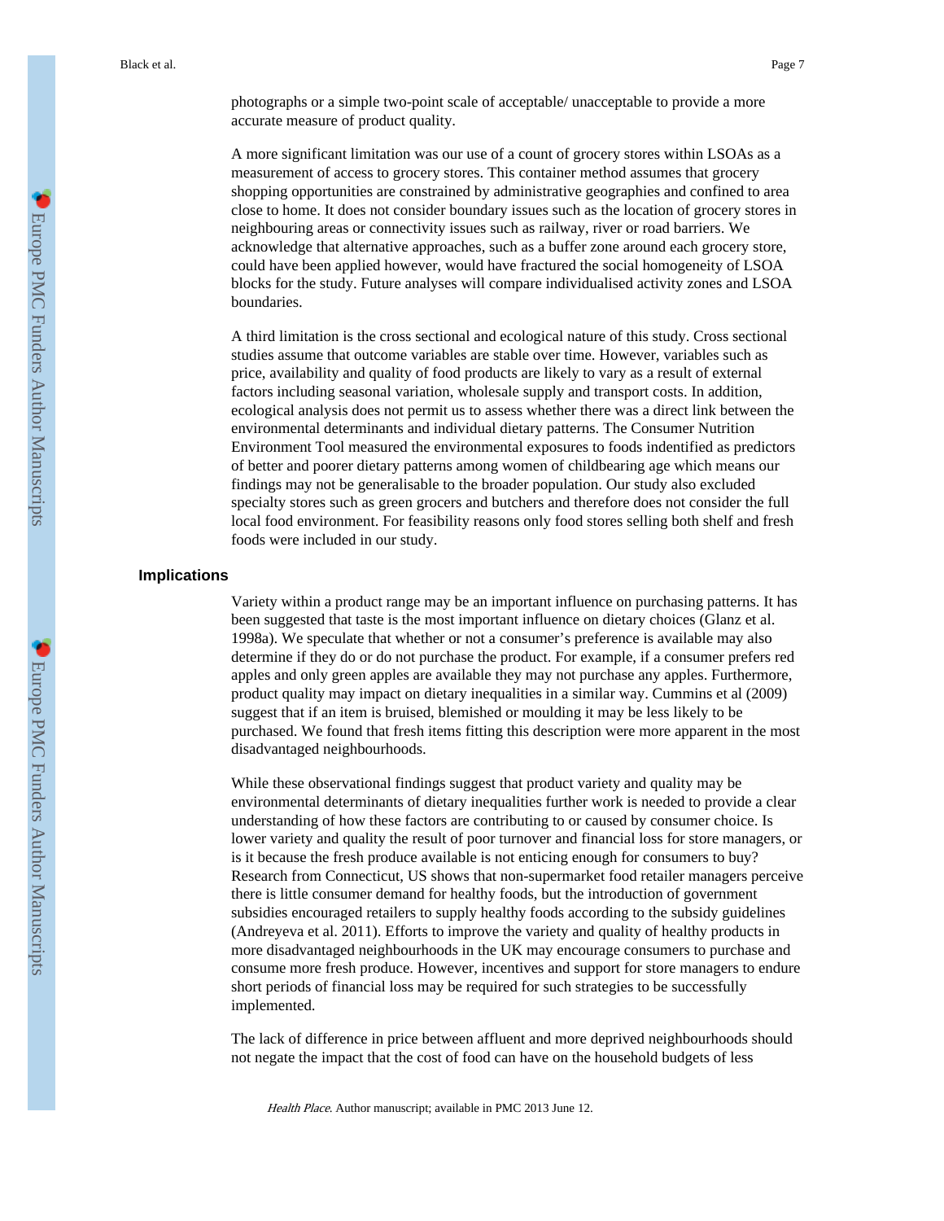photographs or a simple two-point scale of acceptable/ unacceptable to provide a more accurate measure of product quality.

A more significant limitation was our use of a count of grocery stores within LSOAs as a measurement of access to grocery stores. This container method assumes that grocery shopping opportunities are constrained by administrative geographies and confined to area close to home. It does not consider boundary issues such as the location of grocery stores in neighbouring areas or connectivity issues such as railway, river or road barriers. We acknowledge that alternative approaches, such as a buffer zone around each grocery store, could have been applied however, would have fractured the social homogeneity of LSOA blocks for the study. Future analyses will compare individualised activity zones and LSOA boundaries.

A third limitation is the cross sectional and ecological nature of this study. Cross sectional studies assume that outcome variables are stable over time. However, variables such as price, availability and quality of food products are likely to vary as a result of external factors including seasonal variation, wholesale supply and transport costs. In addition, ecological analysis does not permit us to assess whether there was a direct link between the environmental determinants and individual dietary patterns. The Consumer Nutrition Environment Tool measured the environmental exposures to foods indentified as predictors of better and poorer dietary patterns among women of childbearing age which means our findings may not be generalisable to the broader population. Our study also excluded specialty stores such as green grocers and butchers and therefore does not consider the full local food environment. For feasibility reasons only food stores selling both shelf and fresh foods were included in our study.

## Implications

Variety within a product range may be an important influence on purchasing patterns. It has been suggested that taste is the most important influence on dietary choices (Glanz et al. 1998a). We speculate that whether or not a consumer's preference is available may also determine if they do or do not purchase the product. For example, if a consumer prefers red apples and only green apples are available they may not purchase any apples. Furthermore, product quality may impact on dietary inequalities in a similar way. Cummins et al (2009) suggest that if an item is bruised, blemished or moulding it may be less likely to be purchased. We found that fresh items fitting this description were more apparent in the most disadvantaged neighbourhoods.

While these observational findings suggest that product variety and quality may be environmental determinants of dietary inequalities further work is needed to provide a clear understanding of how these factors are contributing to or caused by consumer choice. Is lower variety and quality the result of poor turnover and financial loss for store managers, or is it because the fresh produce available is not enticing enough for consumers to buy? Research from Connecticut, US shows that non-supermarket food retailer managers perceive there is little consumer demand for healthy foods, but the introduction of government subsidies encouraged retailers to supply healthy foods according to the subsidy guidelines (Andreyeva et al. 2011). Efforts to improve the variety and quality of healthy products in more disadvantaged neighbourhoods in the UK may encourage consumers to purchase and consume more fresh produce. However, incentives and support for store managers to endure short periods of financial loss may be required for such strategies to be successfully implemented.

The lack of difference in price between affluent and more deprived neighbourhoods should not negate the impact that the cost of food can have on the household budgets of less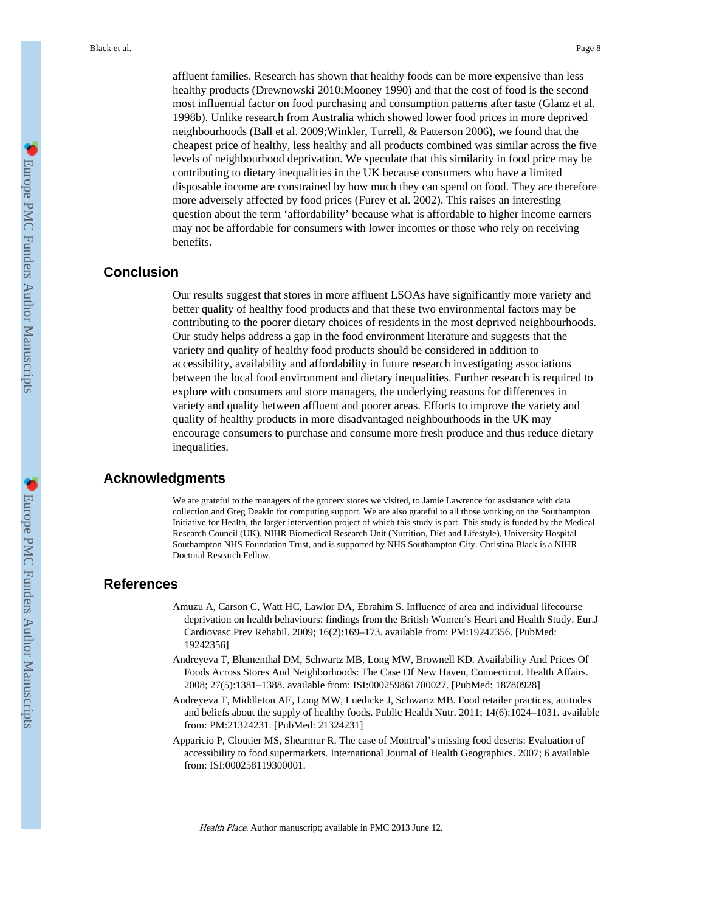affluent families. Research has shown that healthy foods can be more expensive than less healthy products (Drewnowski 2010;Mooney 1990) and that the cost of food is the second most influential factor on food purchasing and consumption patterns after taste (Glanz et al. 1998b). Unlike research from Australia which showed lower food prices in more deprived neighbourhoods (Ball et al. 2009;Winkler, Turrell, & Patterson 2006), we found that the cheapest price of healthy, less healthy and all products combined was similar across the five levels of neighbourhood deprivation. We speculate that this similarity in food price may be contributing to dietary inequalities in the UK because consumers who have a limited disposable income are constrained by how much they can spend on food. They are therefore more adversely affected by food prices (Furey et al. 2002). This raises an interesting question about the term 'affordability' because what is affordable to higher income earners may not be affordable for consumers with lower incomes or those who rely on receiving benefits.

## Conclusion

Our results suggest that stores in more affluent LSOAs have significantly more variety and better quality of healthy food products and that these two environmental factors may be contributing to the poorer dietary choices of residents in the most deprived neighbourhoods. Our study helps address a gap in the food environment literature and suggests that the variety and quality of healthy food products should be considered in addition to accessibility, availability and affordability in future research investigating associations between the local food environment and dietary inequalities. Further research is required to explore with consumers and store managers, the underlying reasons for differences in variety and quality between affluent and poorer areas. Efforts to improve the variety and quality of healthy products in more disadvantaged neighbourhoods in the UK may encourage consumers to purchase and consume more fresh produce and thus reduce dietary inequalities.

## Acknowledgments

We are grateful to the managers of the grocery stores we visited, to Jamie Lawrence for assistance with data collection and Greg Deakin for computing support. We are also grateful to all those working on the Southampton Initiative for Health, the larger intervention project of which this study is part. This study is funded by the Medical Research Council (UK), NIHR Biomedical Research Unit (Nutrition, Diet and Lifestyle), University Hospital Southampton NHS Foundation Trust, and is supported by NHS Southampton City. Christina Black is a NIHR Doctoral Research Fellow.

## References

Amuzu A, Carson C, Watt HC, Lawlor DA, Ebrahim S. Influence of area and individual lifecourse deprivation on health behaviours: findings from the British Women's Heart and Health Study. Eur.J Cardiovasc.Prev Rehabil. 2009; 16(2):169–173. available from: PM:19242356. [PubMed: 19242356]

Andreyeva T, Blumenthal DM, Schwartz MB, Long MW, Brownell KD. Availability And Prices Of Foods Across Stores And Neighborhoods: The Case Of New Haven, Connecticut. Health Affairs. 2008; 27(5):1381–1388. available from: ISI:000259861700027. [PubMed: 18780928]

Andreyeva T, Middleton AE, Long MW, Luedicke J, Schwartz MB. Food retailer practices, attitudes and beliefs about the supply of healthy foods. Public Health Nutr. 2011; 14(6):1024–1031. available from: PM:21324231. [PubMed: 21324231]

Apparicio P, Cloutier MS, Shearmur R. The case of Montreal's missing food deserts: Evaluation of accessibility to food supermarkets. International Journal of Health Geographics. 2007; 6 available from: ISI:000258119300001.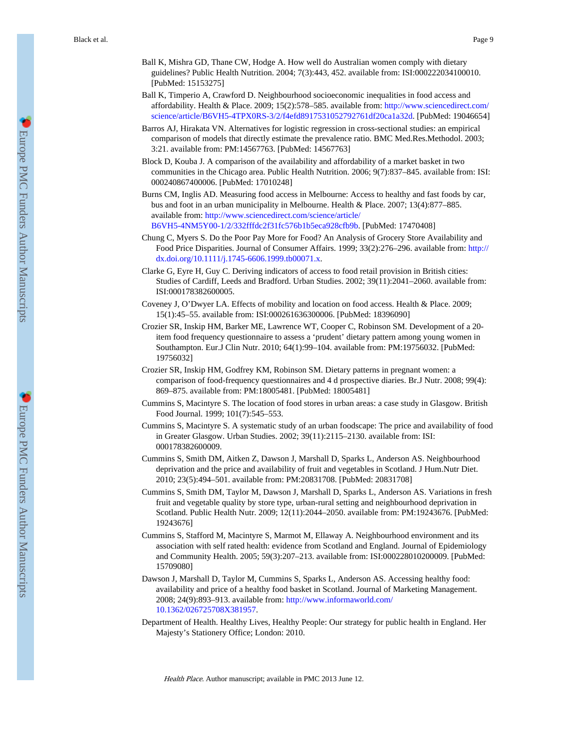Ball K, Mishra GD, Thane CW, Hodge A. How well do Australian women comply with dietary guidelines? Public Health Nutrition. 2004; 7(3):443, 452. available from: ISI:000222034100010. [PubMed: 15153275]

Ball K, Timperio A, Crawford D. Neighbourhood socioeconomic inequalities in food access and affordability. Health & Place. 2009; 15(2):578–585. available from: http://www.sciencedirect.com/science/article/B6VH5-4TPX0RS-3/2/f4efd8917531052792761df20ca1a32d. [PubMed: 19046654]

Barros AJ, Hirakata VN. Alternatives for logistic regression in cross-sectional studies: an empirical comparison of models that directly estimate the prevalence ratio. BMC Med.Res.Methodol. 2003; 3:21. available from: PM:14567763. [PubMed: 14567763]

Block D, Kouba J. A comparison of the availability and affordability of a market basket in two communities in the Chicago area. Public Health Nutrition. 2006; 9(7):837–845. available from: ISI: 000240867400006. [PubMed: 17010248]

Burns CM, Inglis AD. Measuring food access in Melbourne: Access to healthy and fast foods by car, bus and foot in an urban municipality in Melbourne. Health & Place. 2007; 13(4):877–885. available from: http://www.sciencedirect.com/science/article/B6VH5-4NM5Y00-1/2/332fffdc2f31fc576b1b5eca928cfb9b. [PubMed: 17470408]

Chung C, Myers S. Do the Poor Pay More for Food? An Analysis of Grocery Store Availability and Food Price Disparities. Journal of Consumer Affairs. 1999; 33(2):276–296. available from: http://dx.doi.org/10.1111/j.1745-6606.1999.tb00071.x.

Clarke G, Eyre H, Guy C. Deriving indicators of access to food retail provision in British cities: Studies of Cardiff, Leeds and Bradford. Urban Studies. 2002; 39(11):2041–2060. available from: ISI:000178382600005.

Coveney J, O'Dwyer LA. Effects of mobility and location on food access. Health & Place. 2009; 15(1):45–55. available from: ISI:000261636300006. [PubMed: 18396090]

Crozier SR, Inskip HM, Barker ME, Lawrence WT, Cooper C, Robinson SM. Development of a 20-item food frequency questionnaire to assess a 'prudent' dietary pattern among young women in Southampton. Eur.J Clin Nutr. 2010; 64(1):99–104. available from: PM:19756032. [PubMed: 19756032]

Crozier SR, Inskip HM, Godfrey KM, Robinson SM. Dietary patterns in pregnant women: a comparison of food-frequency questionnaires and 4 d prospective diaries. Br.J Nutr. 2008; 99(4): 869–875. available from: PM:18005481. [PubMed: 18005481]

Cummins S, Macintyre S. The location of food stores in urban areas: a case study in Glasgow. British Food Journal. 1999; 101(7):545–553.

Cummins S, Macintyre S. A systematic study of an urban foodscape: The price and availability of food in Greater Glasgow. Urban Studies. 2002; 39(11):2115–2130. available from: ISI: 000178382600009.

Cummins S, Smith DM, Aitken Z, Dawson J, Marshall D, Sparks L, Anderson AS. Neighbourhood deprivation and the price and availability of fruit and vegetables in Scotland. J Hum.Nutr Diet. 2010; 23(5):494–501. available from: PM:20831708. [PubMed: 20831708]

Cummins S, Smith DM, Taylor M, Dawson J, Marshall D, Sparks L, Anderson AS. Variations in fresh fruit and vegetable quality by store type, urban-rural setting and neighbourhood deprivation in Scotland. Public Health Nutr. 2009; 12(11):2044–2050. available from: PM:19243676. [PubMed: 19243676]

Cummins S, Stafford M, Macintyre S, Marmot M, Ellaway A. Neighbourhood environment and its association with self rated health: evidence from Scotland and England. Journal of Epidemiology and Community Health. 2005; 59(3):207–213. available from: ISI:000228010200009. [PubMed: 15709080]

Dawson J, Marshall D, Taylor M, Cummins S, Sparks L, Anderson AS. Accessing healthy food: availability and price of a healthy food basket in Scotland. Journal of Marketing Management. 2008; 24(9):893–913. available from: http://www.informaworld.com/10.1362/026725708X381957.

Department of Health. Healthy Lives, Healthy People: Our strategy for public health in England. Her Majesty's Stationery Office; London: 2010.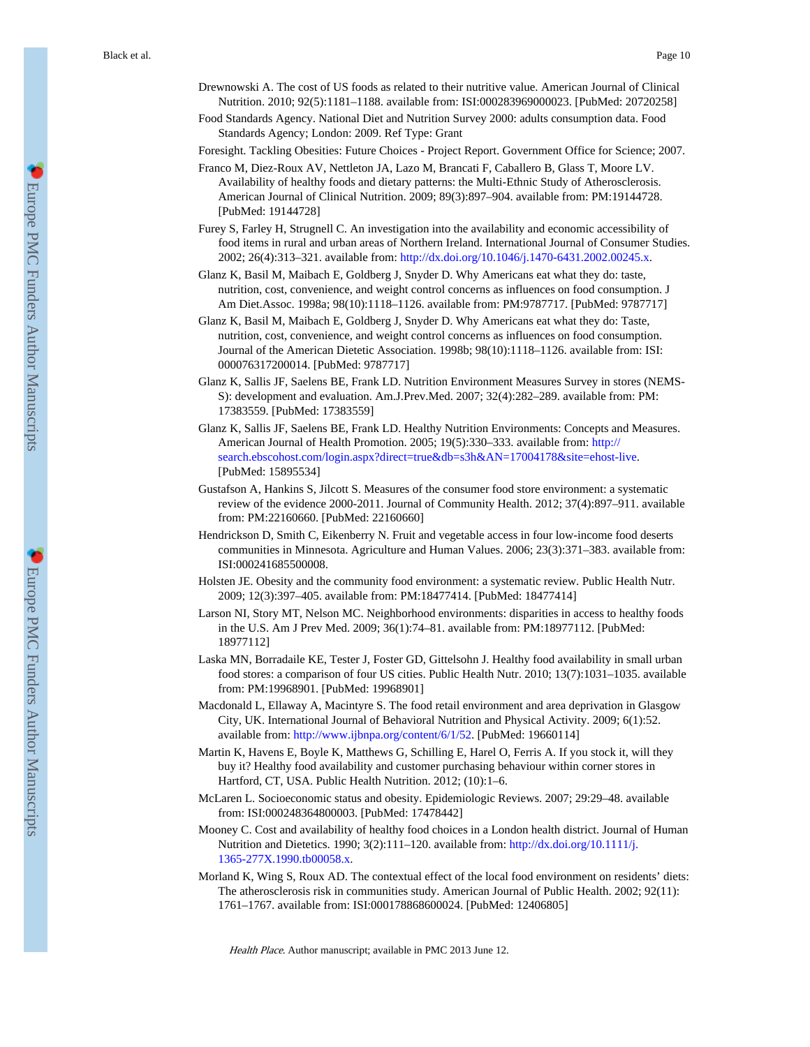Drewnowski A. The cost of US foods as related to their nutritive value. American Journal of Clinical Nutrition. 2010; 92(5):1181–1188. available from: ISI:000283969000023. [PubMed: 20720258]

Food Standards Agency. National Diet and Nutrition Survey 2000: adults consumption data. Food Standards Agency; London: 2009. Ref Type: Grant

Foresight. Tackling Obesities: Future Choices - Project Report. Government Office for Science; 2007.

Franco M, Diez-Roux AV, Nettleton JA, Lazo M, Brancati F, Caballero B, Glass T, Moore LV. Availability of healthy foods and dietary patterns: the Multi-Ethnic Study of Atherosclerosis. American Journal of Clinical Nutrition. 2009; 89(3):897–904. available from: PM:19144728. [PubMed: 19144728]

Furey S, Farley H, Strugnell C. An investigation into the availability and economic accessibility of food items in rural and urban areas of Northern Ireland. International Journal of Consumer Studies. 2002; 26(4):313–321. available from: http://dx.doi.org/10.1046/j.1470-6431.2002.00245.x.

Glanz K, Basil M, Maibach E, Goldberg J, Snyder D. Why Americans eat what they do: taste, nutrition, cost, convenience, and weight control concerns as influences on food consumption. J Am Diet.Assoc. 1998a; 98(10):1118–1126. available from: PM:9787717. [PubMed: 9787717]

Glanz K, Basil M, Maibach E, Goldberg J, Snyder D. Why Americans eat what they do: Taste, nutrition, cost, convenience, and weight control concerns as influences on food consumption. Journal of the American Dietetic Association. 1998b; 98(10):1118–1126. available from: ISI: 000076317200014. [PubMed: 9787717]

Glanz K, Sallis JF, Saelens BE, Frank LD. Nutrition Environment Measures Survey in stores (NEMS-S): development and evaluation. Am.J.Prev.Med. 2007; 32(4):282–289. available from: PM: 17383559. [PubMed: 17383559]

Glanz K, Sallis JF, Saelens BE, Frank LD. Healthy Nutrition Environments: Concepts and Measures. American Journal of Health Promotion. 2005; 19(5):330–333. available from: http://search.ebscohost.com/login.aspx?direct=true&db=s3h&AN=17004178&site=ehost-live. [PubMed: 15895534]

Gustafson A, Hankins S, Jilcott S. Measures of the consumer food store environment: a systematic review of the evidence 2000-2011. Journal of Community Health. 2012; 37(4):897–911. available from: PM:22160660. [PubMed: 22160660]

Hendrickson D, Smith C, Eikenberry N. Fruit and vegetable access in four low-income food deserts communities in Minnesota. Agriculture and Human Values. 2006; 23(3):371–383. available from: ISI:000241685500008.

Holsten JE. Obesity and the community food environment: a systematic review. Public Health Nutr. 2009; 12(3):397–405. available from: PM:18477414. [PubMed: 18477414]

Larson NI, Story MT, Nelson MC. Neighborhood environments: disparities in access to healthy foods in the U.S. Am J Prev Med. 2009; 36(1):74–81. available from: PM:18977112. [PubMed: 18977112]

Laska MN, Borradaile KE, Tester J, Foster GD, Gittelsohn J. Healthy food availability in small urban food stores: a comparison of four US cities. Public Health Nutr. 2010; 13(7):1031–1035. available from: PM:19968901. [PubMed: 19968901]

Macdonald L, Ellaway A, Macintyre S. The food retail environment and area deprivation in Glasgow City, UK. International Journal of Behavioral Nutrition and Physical Activity. 2009; 6(1):52. available from: http://www.ijbnpa.org/content/6/1/52. [PubMed: 19660114]

Martin K, Havens E, Boyle K, Matthews G, Schilling E, Harel O, Ferris A. If you stock it, will they buy it? Healthy food availability and customer purchasing behaviour within corner stores in Hartford, CT, USA. Public Health Nutrition. 2012; (10):1–6.

McLaren L. Socioeconomic status and obesity. Epidemiologic Reviews. 2007; 29:29–48. available from: ISI:000248364800003. [PubMed: 17478442]

Mooney C. Cost and availability of healthy food choices in a London health district. Journal of Human Nutrition and Dietetics. 1990; 3(2):111–120. available from: http://dx.doi.org/10.1111/j.1365-277X.1990.tb00058.x.

Morland K, Wing S, Roux AD. The contextual effect of the local food environment on residents' diets: The atherosclerosis risk in communities study. American Journal of Public Health. 2002; 92(11): 1761–1767. available from: ISI:000178868600024. [PubMed: 12406805]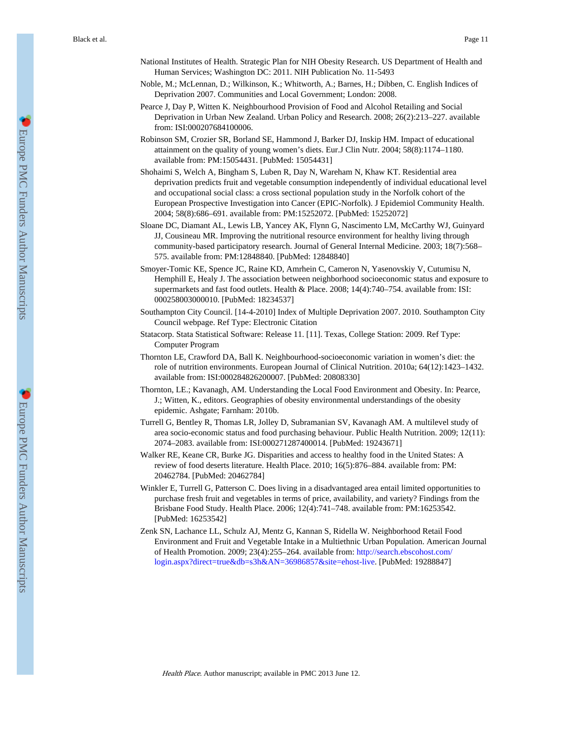National Institutes of Health. Strategic Plan for NIH Obesity Research. US Department of Health and Human Services; Washington DC: 2011. NIH Publication No. 11-5493

Noble, M.; McLennan, D.; Wilkinson, K.; Whitworth, A.; Barnes, H.; Dibben, C. English Indices of Deprivation 2007. Communities and Local Government; London: 2008.

Pearce J, Day P, Witten K. Neighbourhood Provision of Food and Alcohol Retailing and Social Deprivation in Urban New Zealand. Urban Policy and Research. 2008; 26(2):213–227. available from: ISI:000207684100006.

Robinson SM, Crozier SR, Borland SE, Hammond J, Barker DJ, Inskip HM. Impact of educational attainment on the quality of young women's diets. Eur.J Clin Nutr. 2004; 58(8):1174–1180. available from: PM:15054431. [PubMed: 15054431]

Shohaimi S, Welch A, Bingham S, Luben R, Day N, Wareham N, Khaw KT. Residential area deprivation predicts fruit and vegetable consumption independently of individual educational level and occupational social class: a cross sectional population study in the Norfolk cohort of the European Prospective Investigation into Cancer (EPIC-Norfolk). J Epidemiol Community Health. 2004; 58(8):686–691. available from: PM:15252072. [PubMed: 15252072]

Sloane DC, Diamant AL, Lewis LB, Yancey AK, Flynn G, Nascimento LM, McCarthy WJ, Guinyard JJ, Cousineau MR. Improving the nutritional resource environment for healthy living through community-based participatory research. Journal of General Internal Medicine. 2003; 18(7):568–575. available from: PM:12848840. [PubMed: 12848840]

Smoyer-Tomic KE, Spence JC, Raine KD, Amrhein C, Cameron N, Yasenovskiy V, Cutumisu N, Hemphill E, Healy J. The association between neighborhood socioeconomic status and exposure to supermarkets and fast food outlets. Health & Place. 2008; 14(4):740–754. available from: ISI: 000258003000010. [PubMed: 18234537]

Southampton City Council. [14-4-2010] Index of Multiple Deprivation 2007. 2010. Southampton City Council webpage. Ref Type: Electronic Citation

Statacorp. Stata Statistical Software: Release 11. [11]. Texas, College Station: 2009. Ref Type: Computer Program

Thornton LE, Crawford DA, Ball K. Neighbourhood-socioeconomic variation in women's diet: the role of nutrition environments. European Journal of Clinical Nutrition. 2010a; 64(12):1423–1432. available from: ISI:000284826200007. [PubMed: 20808330]

Thornton, LE.; Kavanagh, AM. Understanding the Local Food Environment and Obesity. In: Pearce, J.; Witten, K., editors. Geographies of obesity environmental understandings of the obesity epidemic. Ashgate; Farnham: 2010b.

Turrell G, Bentley R, Thomas LR, Jolley D, Subramanian SV, Kavanagh AM. A multilevel study of area socio-economic status and food purchasing behaviour. Public Health Nutrition. 2009; 12(11): 2074–2083. available from: ISI:000271287400014. [PubMed: 19243671]

Walker RE, Keane CR, Burke JG. Disparities and access to healthy food in the United States: A review of food deserts literature. Health Place. 2010; 16(5):876–884. available from: PM: 20462784. [PubMed: 20462784]

Winkler E, Turrell G, Patterson C. Does living in a disadvantaged area entail limited opportunities to purchase fresh fruit and vegetables in terms of price, availability, and variety? Findings from the Brisbane Food Study. Health Place. 2006; 12(4):741–748. available from: PM:16253542. [PubMed: 16253542]

Zenk SN, Lachance LL, Schulz AJ, Mentz G, Kannan S, Ridella W. Neighborhood Retail Food Environment and Fruit and Vegetable Intake in a Multiethnic Urban Population. American Journal of Health Promotion. 2009; 23(4):255–264. available from: http://search.ebscohost.com/login.aspx?direct=true&db=s3h&AN=36986857&site=ehost-live. [PubMed: 19288847]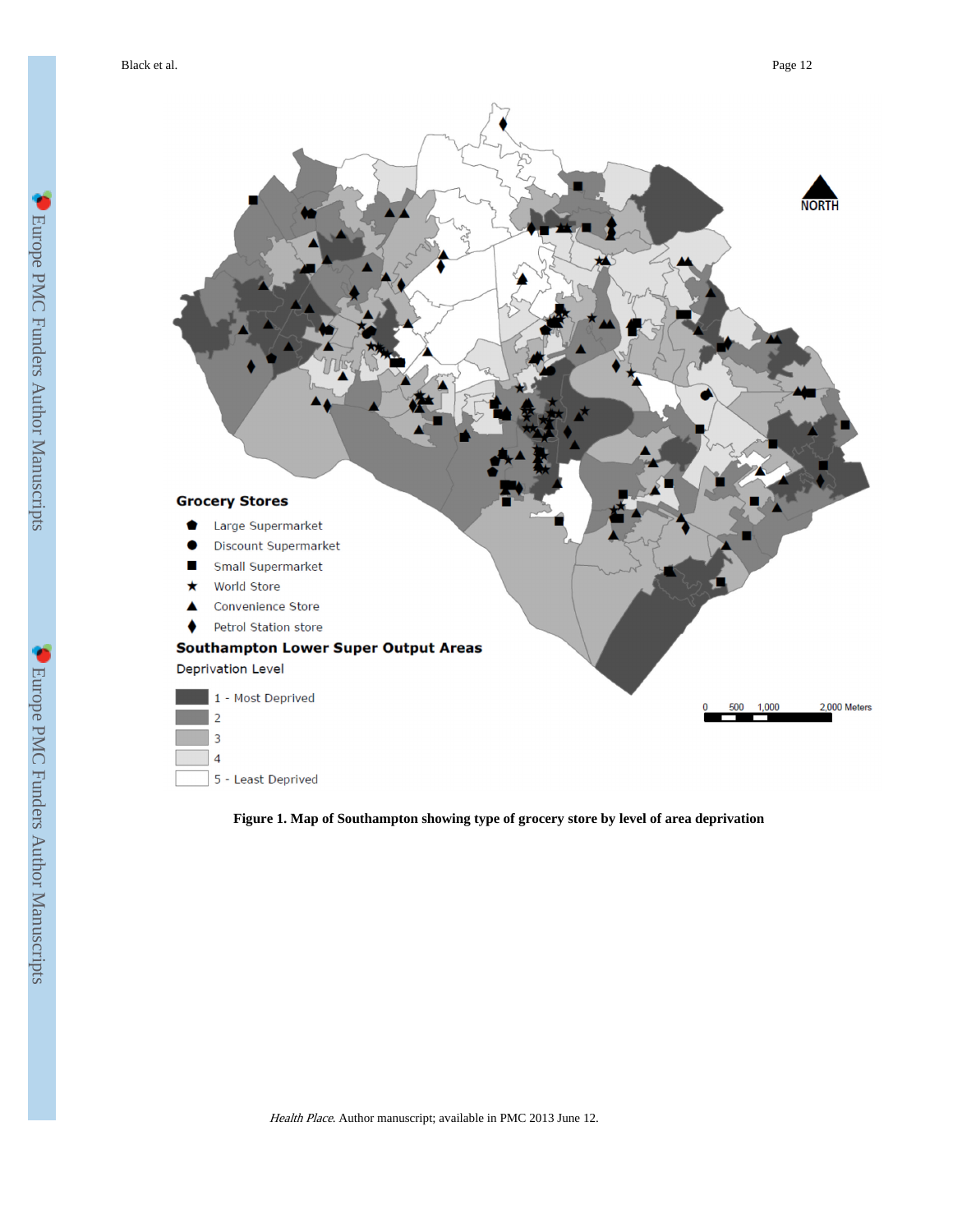Grocery Stores

Large Supermarket

Discount Supermarket

Small Supermarket

World Store

Convenience Store

Petrol Station store

Southampton Lower Super Output Areas

Deprivation Level

1 - Most Deprived

2

3

4

5 - Least Deprived

NORTH

0 500 1,000 2,000 Meters

**Figure 1. Map of Southampton showing type of grocery store by level of area deprivation**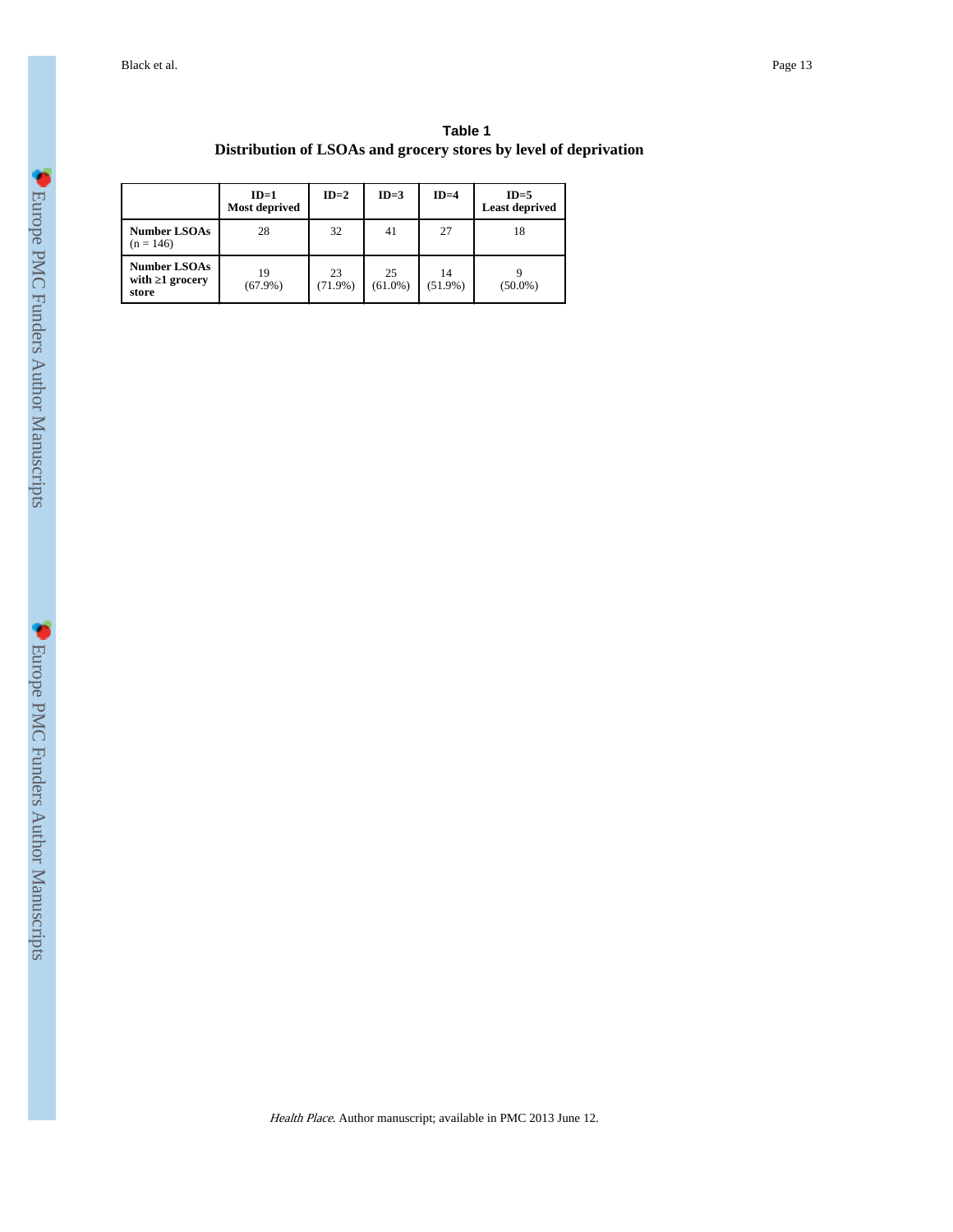## Table 1

**Distribution of LSOAs and grocery stores by level of deprivation**

| | ID=1 Most deprived | ID=2 | ID=3 | ID=4 | ID=5 Least deprived |
|---|---|---|---|---|---|
| **Number LSOAs** (n = 146) | 28 | 32 | 41 | 27 | 18 |
| **Number LSOAs with ≥1 grocery store** | 19 (67.9%) | 23 (71.9%) | 25 (61.0%) | 14 (51.9%) | 9 (50.0%) |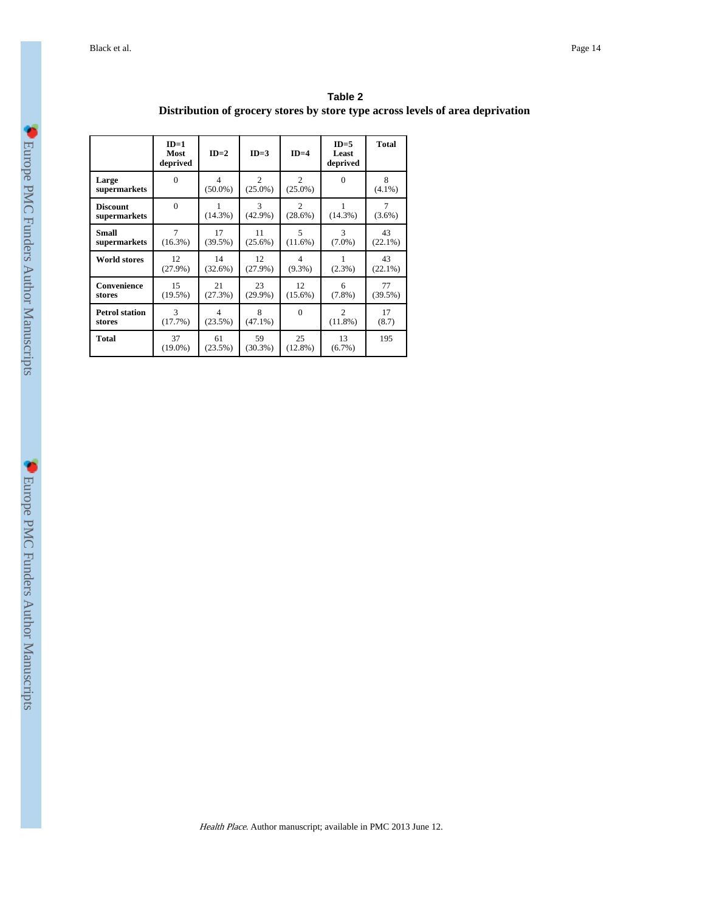**Table 2**

**Distribution of grocery stores by store type across levels of area deprivation**

| | ID=1 Most deprived | ID=2 | ID=3 | ID=4 | ID=5 Least deprived | Total |
|---|---|---|---|---|---|---|
| **Large supermarkets** | 0 | 4 (50.0%) | 2 (25.0%) | 2 (25.0%) | 0 | 8 (4.1%) |
| **Discount supermarkets** | 0 | 1 (14.3%) | 3 (42.9%) | 2 (28.6%) | 1 (14.3%) | 7 (3.6%) |
| **Small supermarkets** | 7 (16.3%) | 17 (39.5%) | 11 (25.6%) | 5 (11.6%) | 3 (7.0%) | 43 (22.1%) |
| **World stores** | 12 (27.9%) | 14 (32.6%) | 12 (27.9%) | 4 (9.3%) | 1 (2.3%) | 43 (22.1%) |
| **Convenience stores** | 15 (19.5%) | 21 (27.3%) | 23 (29.9%) | 12 (15.6%) | 6 (7.8%) | 77 (39.5%) |
| **Petrol station stores** | 3 (17.7%) | 4 (23.5%) | 8 (47.1%) | 0 | 2 (11.8%) | 17 (8.7) |
| **Total** | 37 (19.0%) | 61 (23.5%) | 59 (30.3%) | 25 (12.8%) | 13 (6.7%) | 195 |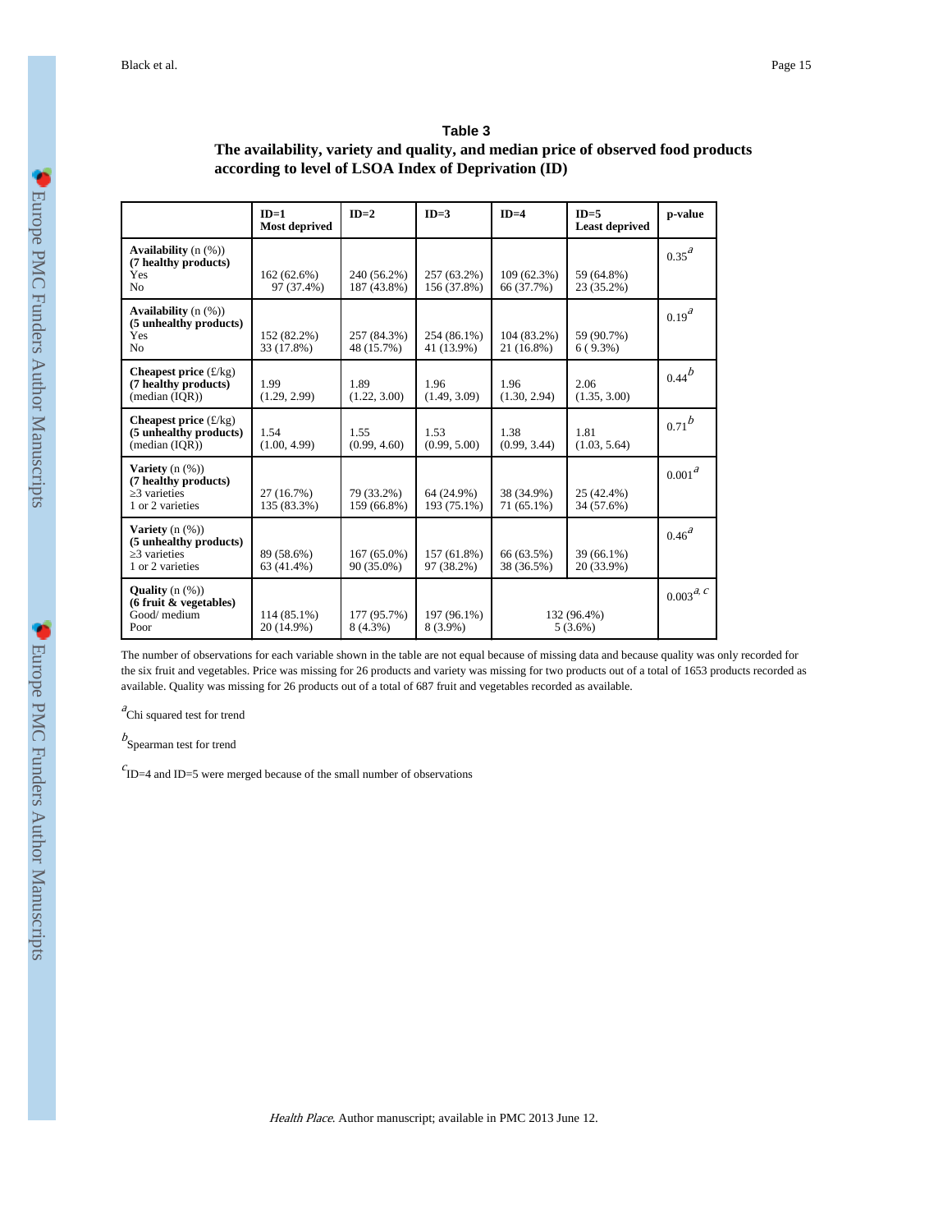**Table 3**

**The availability, variety and quality, and median price of observed food products according to level of LSOA Index of Deprivation (ID)**

| | ID=1 Most deprived | ID=2 | ID=3 | ID=4 | ID=5 Least deprived | p-value |
|---|---|---|---|---|---|---|
| **Availability** (n (%)) **(7 healthy products)** | | | | | | 0.35[a] |
| Yes | 162 (62.6%) | 240 (56.2%) | 257 (63.2%) | 109 (62.3%) | 59 (64.8%) | |
| No | 97 (37.4%) | 187 (43.8%) | 156 (37.8%) | 66 (37.7%) | 23 (35.2%) | |
| **Availability** (n (%)) **(5 unhealthy products)** | | | | | | 0.19[a] |
| Yes | 152 (82.2%) | 257 (84.3%) | 254 (86.1%) | 104 (83.2%) | 59 (90.7%) | |
| No | 33 (17.8%) | 48 (15.7%) | 41 (13.9%) | 21 (16.8%) | 6 ( 9.3%) | |
| **Cheapest price** (£/kg) **(7 healthy products)** (median (IQR)) | 1.99 (1.29, 2.99) | 1.89 (1.22, 3.00) | 1.96 (1.49, 3.09) | 1.96 (1.30, 2.94) | 2.06 (1.35, 3.00) | 0.44[b] |
| **Cheapest price** (£/kg) **(5 unhealthy products)** (median (IQR)) | 1.54 (1.00, 4.99) | 1.55 (0.99, 4.60) | 1.53 (0.99, 5.00) | 1.38 (0.99, 3.44) | 1.81 (1.03, 5.64) | 0.71[b] |
| **Variety** (n (%)) **(7 healthy products)** | | | | | | 0.001[a] |
| ≥3 varieties | 27 (16.7%) | 79 (33.2%) | 64 (24.9%) | 38 (34.9%) | 25 (42.4%) | |
| 1 or 2 varieties | 135 (83.3%) | 159 (66.8%) | 193 (75.1%) | 71 (65.1%) | 34 (57.6%) | |
| **Variety** (n (%)) **(5 unhealthy products)** | | | | | | 0.46[a] |
| ≥3 varieties | 89 (58.6%) | 167 (65.0%) | 157 (61.8%) | 66 (63.5%) | 39 (66.1%) | |
| 1 or 2 varieties | 63 (41.4%) | 90 (35.0%) | 97 (38.2%) | 38 (36.5%) | 20 (33.9%) | |
| **Quality** (n (%)) **(6 fruit & vegetables)** | | | | | | 0.003[a, c] |
| Good/ medium | 114 (85.1%) | 177 (95.7%) | 197 (96.1%) | 132 (96.4%) | | |
| Poor | 20 (14.9%) | 8 (4.3%) | 8 (3.9%) | 5 (3.6%) | | |

The number of observations for each variable shown in the table are not equal because of missing data and because quality was only recorded for the six fruit and vegetables. Price was missing for 26 products and variety was missing for two products out of a total of 1653 products recorded as available. Quality was missing for 26 products out of a total of 687 fruit and vegetables recorded as available.

[a] Chi squared test for trend

[b] Spearman test for trend

[c] ID=4 and ID=5 were merged because of the small number of observations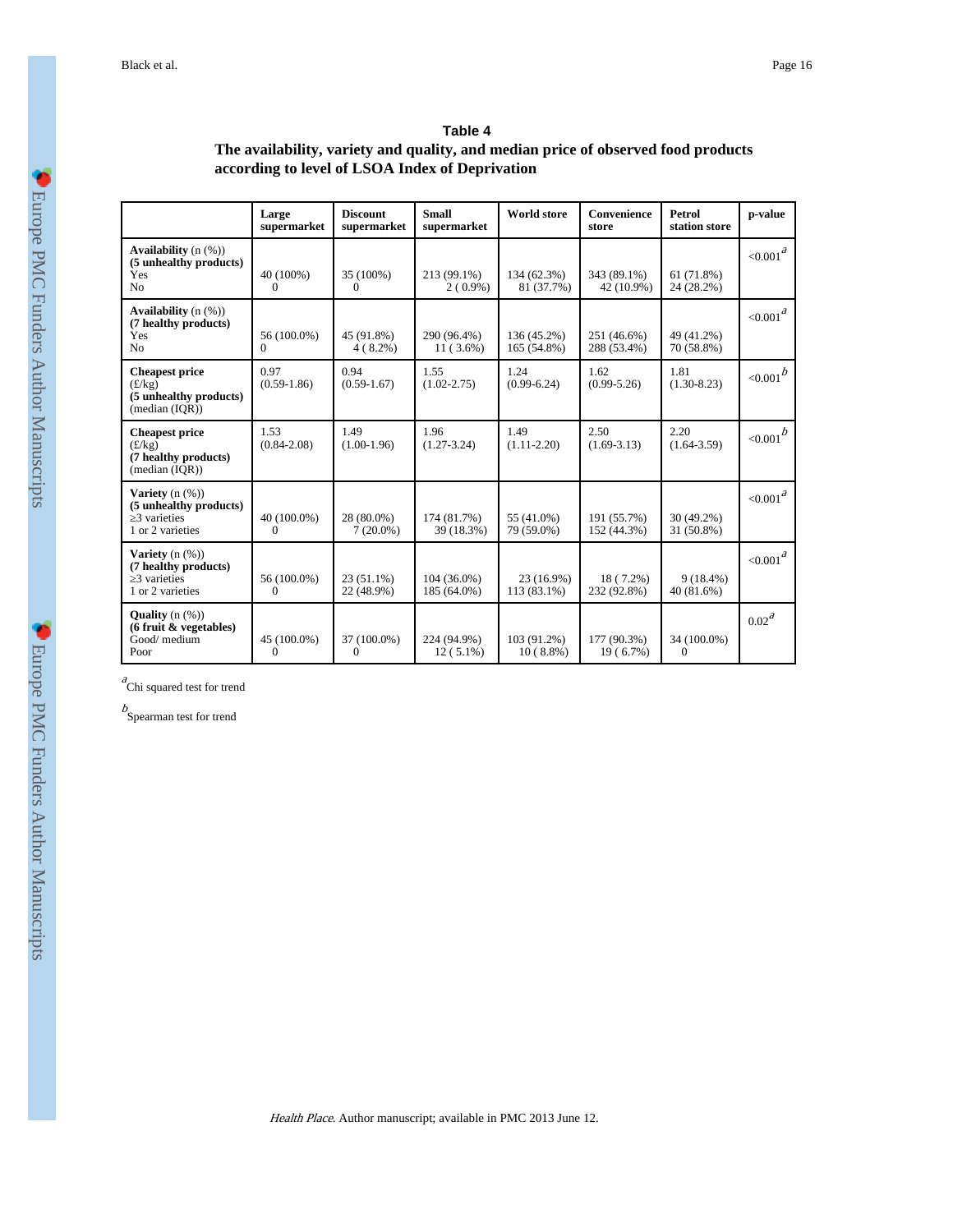**Table 4**

**The availability, variety and quality, and median price of observed food products according to level of LSOA Index of Deprivation**

| | Large supermarket | Discount supermarket | Small supermarket | World store | Convenience store | Petrol station store | p-value |
|---|---|---|---|---|---|---|---|
| **Availability** (n (%)) **(5 unhealthy products)** | | | | | | | <0.001[a] |
| Yes | 40 (100%) | 35 (100%) | 213 (99.1%) | 134 (62.3%) | 343 (89.1%) | 61 (71.8%) | |
| No | 0 | 0 | 2 ( 0.9%) | 81 (37.7%) | 42 (10.9%) | 24 (28.2%) | |
| **Availability** (n (%)) **(7 healthy products)** | | | | | | | <0.001[a] |
| Yes | 56 (100.0%) | 45 (91.8%) | 290 (96.4%) | 136 (45.2%) | 251 (46.6%) | 49 (41.2%) | |
| No | 0 | 4 ( 8.2%) | 11 ( 3.6%) | 165 (54.8%) | 288 (53.4%) | 70 (58.8%) | |
| **Cheapest price** (£/kg) **(5 unhealthy products)** (median (IQR)) | 0.97 (0.59-1.86) | 0.94 (0.59-1.67) | 1.55 (1.02-2.75) | 1.24 (0.99-6.24) | 1.62 (0.99-5.26) | 1.81 (1.30-8.23) | <0.001[b] |
| **Cheapest price** (£/kg) **(7 healthy products)** (median (IQR)) | 1.53 (0.84-2.08) | 1.49 (1.00-1.96) | 1.96 (1.27-3.24) | 1.49 (1.11-2.20) | 2.50 (1.69-3.13) | 2.20 (1.64-3.59) | <0.001[b] |
| **Variety** (n (%)) **(5 unhealthy products)** | | | | | | | <0.001[a] |
| ≥3 varieties | 40 (100.0%) | 28 (80.0%) | 174 (81.7%) | 55 (41.0%) | 191 (55.7%) | 30 (49.2%) | |
| 1 or 2 varieties | 0 | 7 (20.0%) | 39 (18.3%) | 79 (59.0%) | 152 (44.3%) | 31 (50.8%) | |
| **Variety** (n (%)) **(7 healthy products)** | | | | | | | <0.001[a] |
| ≥3 varieties | 56 (100.0%) | 23 (51.1%) | 104 (36.0%) | 23 (16.9%) | 18 ( 7.2%) | 9 (18.4%) | |
| 1 or 2 varieties | 0 | 22 (48.9%) | 185 (64.0%) | 113 (83.1%) | 232 (92.8%) | 40 (81.6%) | |
| **Quality** (n (%)) **(6 fruit & vegetables)** | | | | | | | 0.02[a] |
| Good/ medium | 45 (100.0%) | 37 (100.0%) | 224 (94.9%) | 103 (91.2%) | 177 (90.3%) | 34 (100.0%) | |
| Poor | 0 | 0 | 12 ( 5.1%) | 10 ( 8.8%) | 19 ( 6.7%) | 0 | |

[a] Chi squared test for trend

[b] Spearman test for trend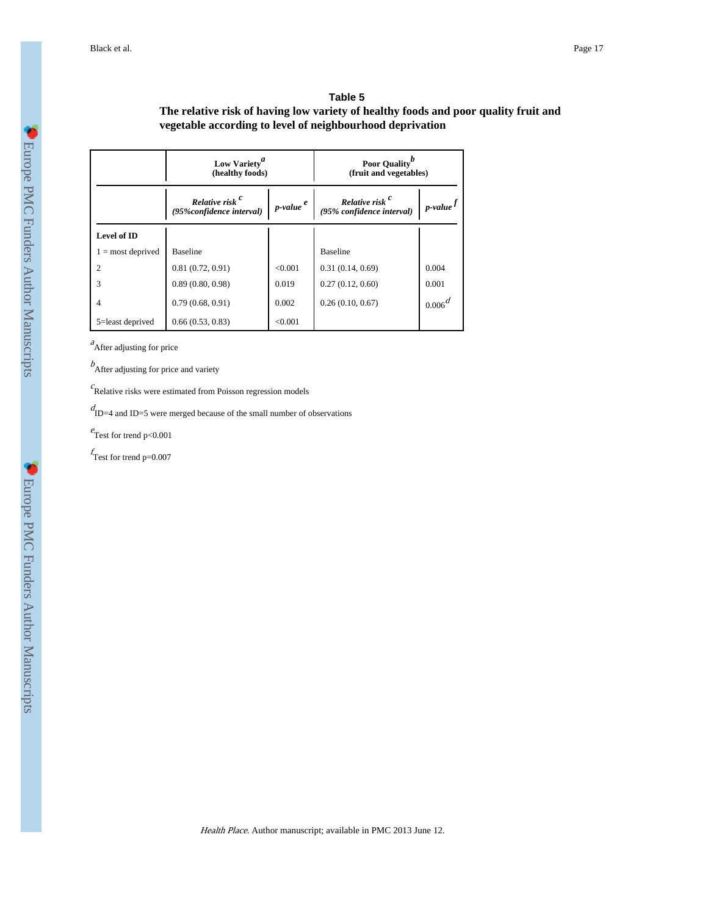**Table 5**

**The relative risk of having low variety of healthy foods and poor quality fruit and vegetable according to level of neighbourhood deprivation**

| | **Low Variety[a] (healthy foods)** | | **Poor Quality[b] (fruit and vegetables)** | |
|---|---|---|---|---|
| | ***Relative risk [c] (95%confidence interval)*** | ***p-value [e]*** | ***Relative risk [c] (95% confidence interval)*** | ***p-value [f]*** |
| **Level of ID** | | | | |
| 1 = most deprived | Baseline | | Baseline | |
| 2 | 0.81 (0.72, 0.91) | <0.001 | 0.31 (0.14, 0.69) | 0.004 |
| 3 | 0.89 (0.80, 0.98) | 0.019 | 0.27 (0.12, 0.60) | 0.001 |
| 4 | 0.79 (0.68, 0.91) | 0.002 | 0.26 (0.10, 0.67) | 0.006[d] |
| 5=least deprived | 0.66 (0.53, 0.83) | <0.001 | | |

[a]After adjusting for price

[b]After adjusting for price and variety

[c]Relative risks were estimated from Poisson regression models

[d]ID=4 and ID=5 were merged because of the small number of observations

[e]Test for trend p<0.001

[f]Test for trend p=0.007